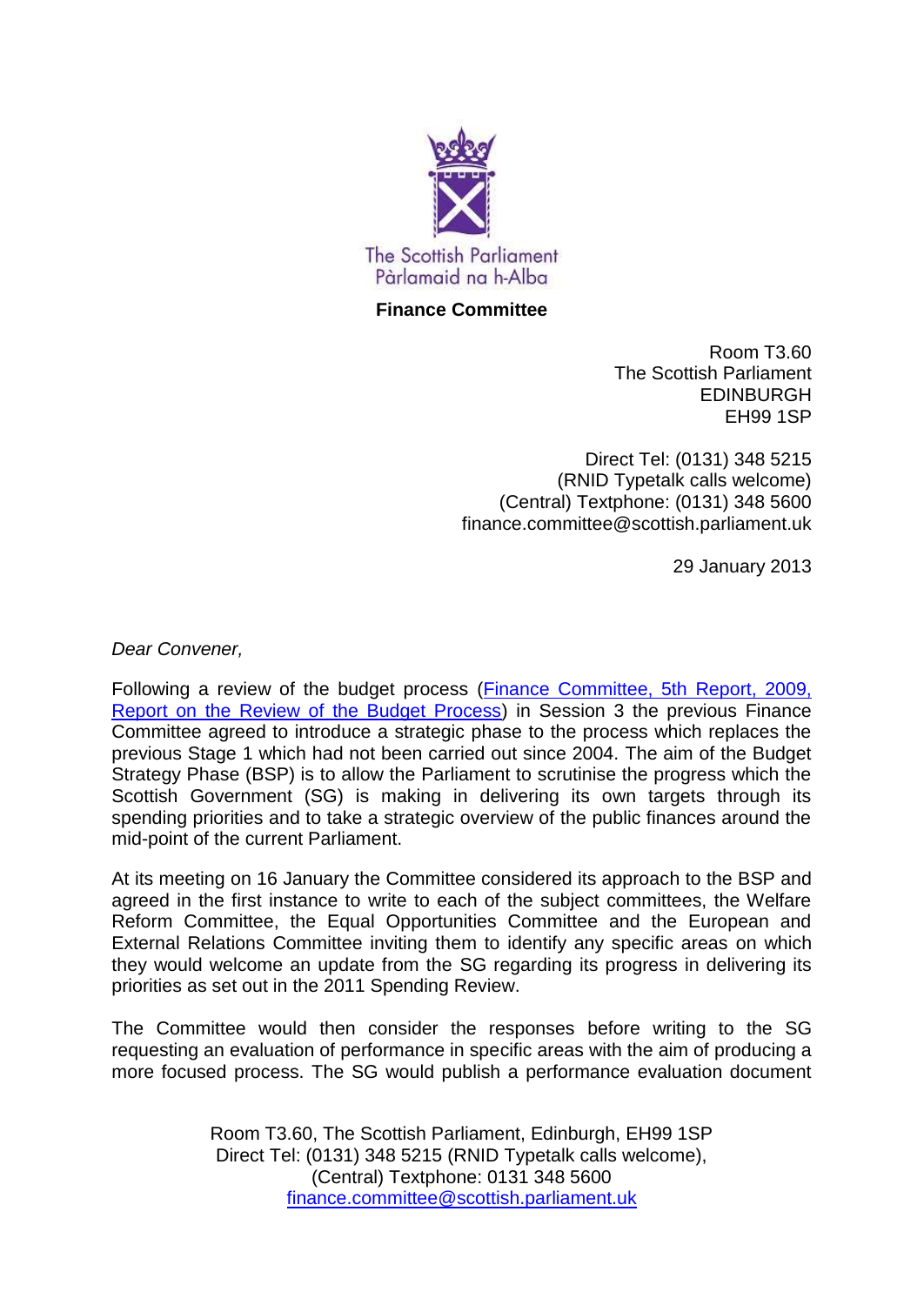The Scottish Parliament
Pàrlamaid na h-Alba

**Finance Committee**

Room T3.60
The Scottish Parliament
EDINBURGH
EH99 1SP

Direct Tel: (0131) 348 5215
(RNID Typetalk calls welcome)
(Central) Textphone: (0131) 348 5600
finance.committee@scottish.parliament.uk

29 January 2013

*Dear Convener,*

Following a review of the budget process (Finance Committee, 5th Report, 2009, Report on the Review of the Budget Process) in Session 3 the previous Finance Committee agreed to introduce a strategic phase to the process which replaces the previous Stage 1 which had not been carried out since 2004. The aim of the Budget Strategy Phase (BSP) is to allow the Parliament to scrutinise the progress which the Scottish Government (SG) is making in delivering its own targets through its spending priorities and to take a strategic overview of the public finances around the mid-point of the current Parliament.

At its meeting on 16 January the Committee considered its approach to the BSP and agreed in the first instance to write to each of the subject committees, the Welfare Reform Committee, the Equal Opportunities Committee and the European and External Relations Committee inviting them to identify any specific areas on which they would welcome an update from the SG regarding its progress in delivering its priorities as set out in the 2011 Spending Review.

The Committee would then consider the responses before writing to the SG requesting an evaluation of performance in specific areas with the aim of producing a more focused process. The SG would publish a performance evaluation document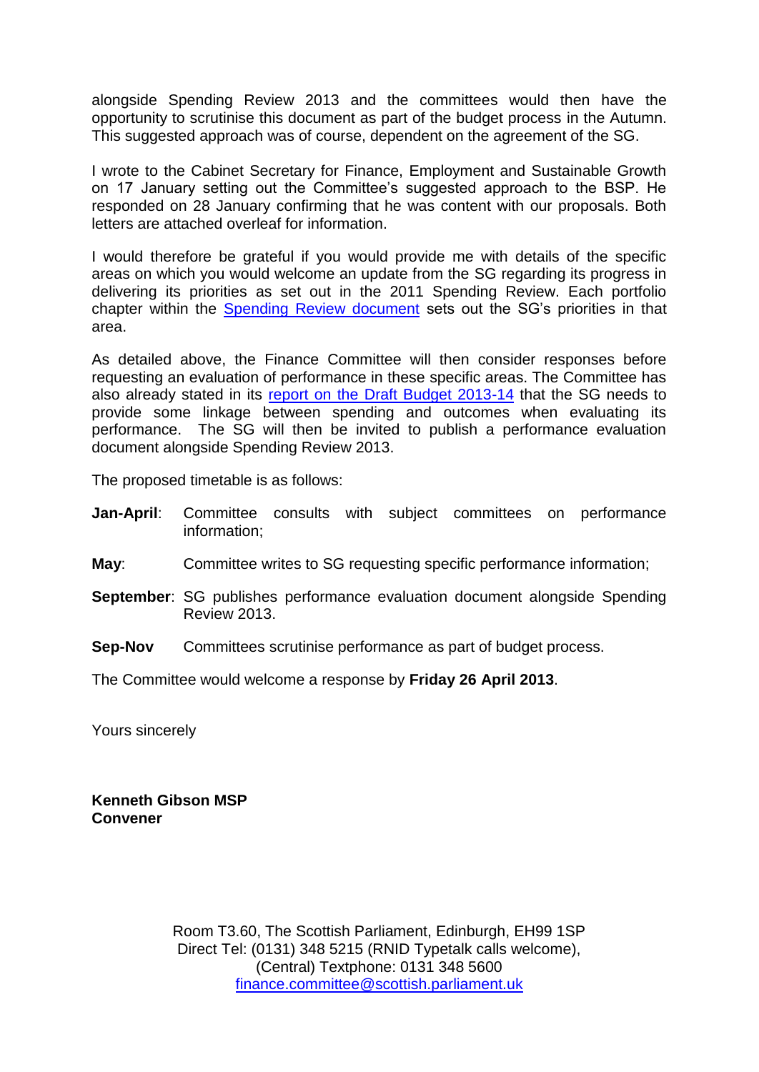alongside Spending Review 2013 and the committees would then have the opportunity to scrutinise this document as part of the budget process in the Autumn. This suggested approach was of course, dependent on the agreement of the SG.

I wrote to the Cabinet Secretary for Finance, Employment and Sustainable Growth on 17 January setting out the Committee's suggested approach to the BSP. He responded on 28 January confirming that he was content with our proposals. Both letters are attached overleaf for information.

I would therefore be grateful if you would provide me with details of the specific areas on which you would welcome an update from the SG regarding its progress in delivering its priorities as set out in the 2011 Spending Review. Each portfolio chapter within the Spending Review document sets out the SG's priorities in that area.

As detailed above, the Finance Committee will then consider responses before requesting an evaluation of performance in these specific areas. The Committee has also already stated in its report on the Draft Budget 2013-14 that the SG needs to provide some linkage between spending and outcomes when evaluating its performance. The SG will then be invited to publish a performance evaluation document alongside Spending Review 2013.

The proposed timetable is as follows:

**Jan-April**: Committee consults with subject committees on performance information;

**May**: Committee writes to SG requesting specific performance information;

**September**: SG publishes performance evaluation document alongside Spending Review 2013.

**Sep-Nov** Committees scrutinise performance as part of budget process.

The Committee would welcome a response by **Friday 26 April 2013**.

Yours sincerely

**Kenneth Gibson MSP**
**Convener**

Room T3.60, The Scottish Parliament, Edinburgh, EH99 1SP
Direct Tel: (0131) 348 5215 (RNID Typetalk calls welcome),
(Central) Textphone: 0131 348 5600
finance.committee@scottish.parliament.uk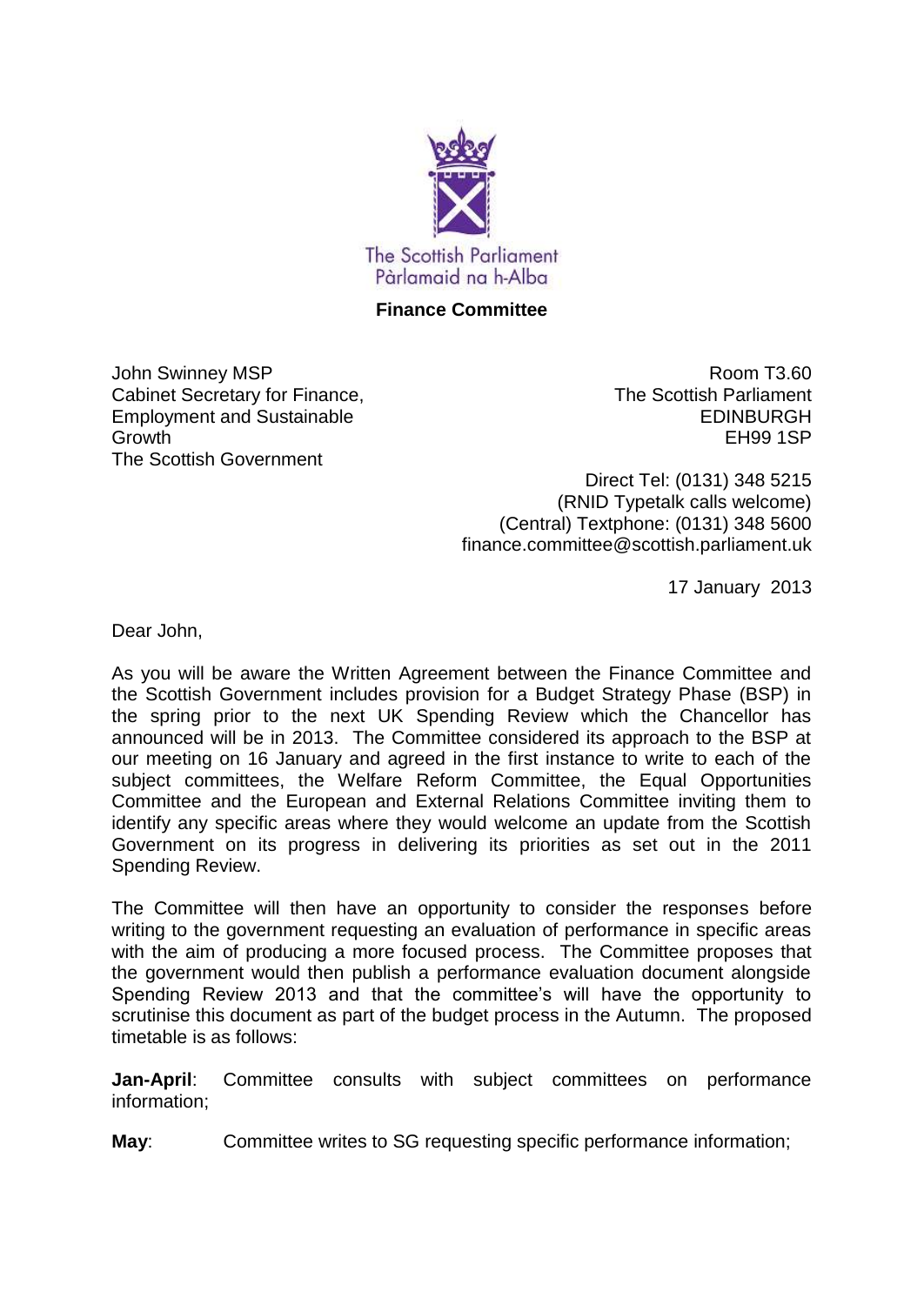The Scottish Parliament
Pàrlamaid na h-Alba

**Finance Committee**

John Swinney MSP
Cabinet Secretary for Finance, Employment and Sustainable Growth
The Scottish Government

Room T3.60
The Scottish Parliament
EDINBURGH
EH99 1SP

Direct Tel: (0131) 348 5215
(RNID Typetalk calls welcome)
(Central) Textphone: (0131) 348 5600
finance.committee@scottish.parliament.uk

17 January 2013

Dear John,

As you will be aware the Written Agreement between the Finance Committee and the Scottish Government includes provision for a Budget Strategy Phase (BSP) in the spring prior to the next UK Spending Review which the Chancellor has announced will be in 2013. The Committee considered its approach to the BSP at our meeting on 16 January and agreed in the first instance to write to each of the subject committees, the Welfare Reform Committee, the Equal Opportunities Committee and the European and External Relations Committee inviting them to identify any specific areas where they would welcome an update from the Scottish Government on its progress in delivering its priorities as set out in the 2011 Spending Review.

The Committee will then have an opportunity to consider the responses before writing to the government requesting an evaluation of performance in specific areas with the aim of producing a more focused process. The Committee proposes that the government would then publish a performance evaluation document alongside Spending Review 2013 and that the committee's will have the opportunity to scrutinise this document as part of the budget process in the Autumn. The proposed timetable is as follows:

**Jan-April**: Committee consults with subject committees on performance information;

**May**: Committee writes to SG requesting specific performance information;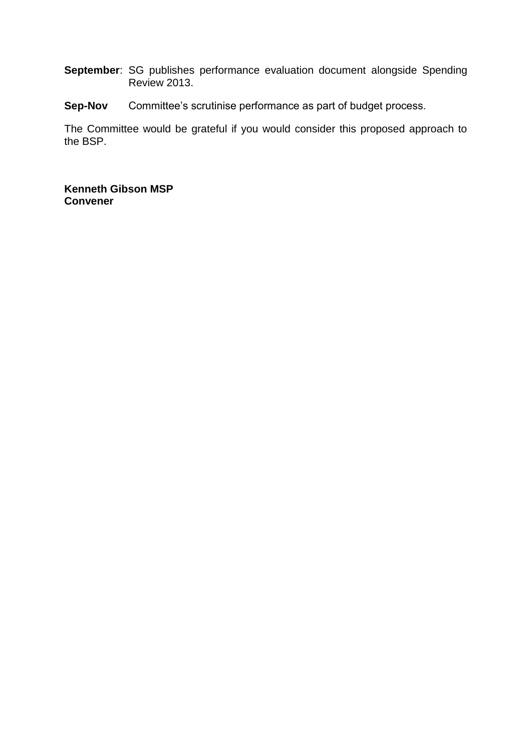**September**: SG publishes performance evaluation document alongside Spending Review 2013.

**Sep-Nov** Committee's scrutinise performance as part of budget process.

The Committee would be grateful if you would consider this proposed approach to the BSP.

**Kenneth Gibson MSP**
**Convener**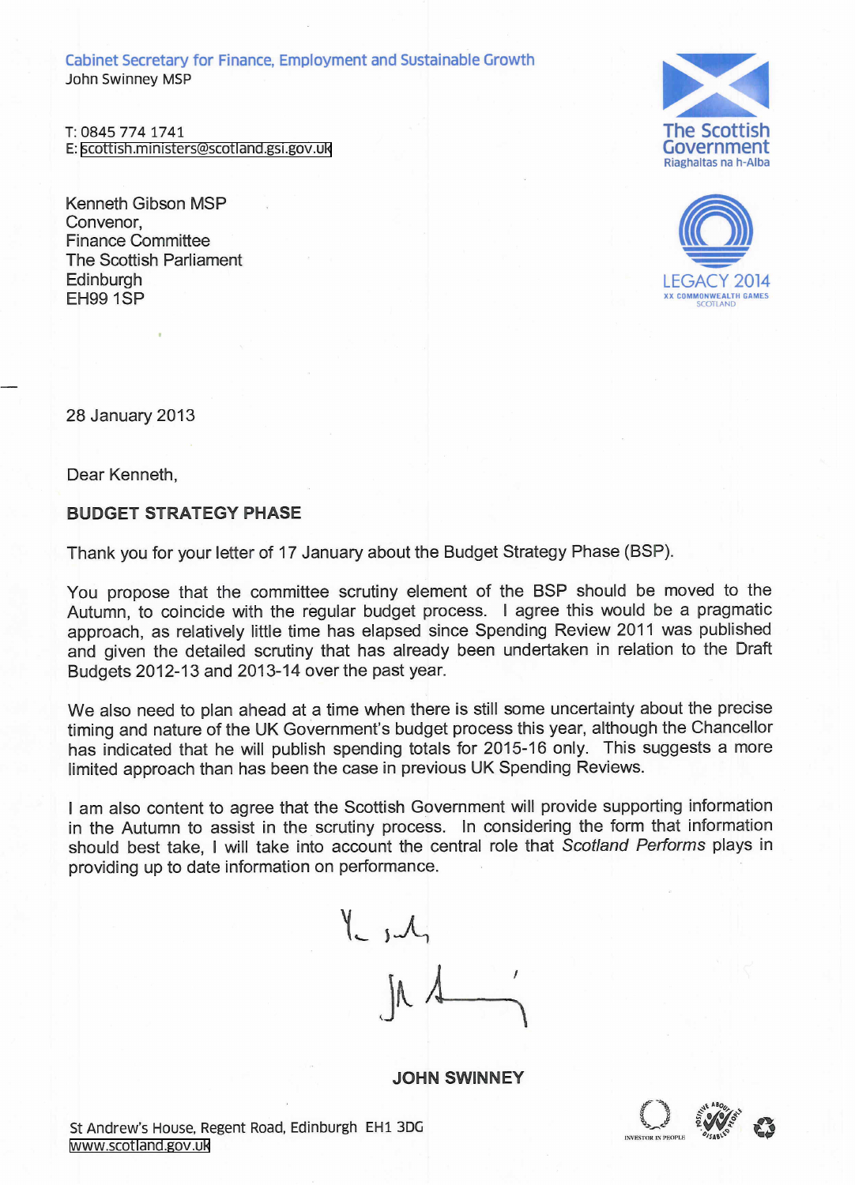Cabinet Secretary for Finance, Employment and Sustainable Growth
John Swinney MSP

T: 0845 774 1741
E: scottish.ministers@scotland.gsi.gov.uk

The Scottish Government
Riaghaltas na h-Alba

LEGACY 2014
XX COMMONWEALTH GAMES
SCOTLAND

Kenneth Gibson MSP
Convenor,
Finance Committee
The Scottish Parliament
Edinburgh
EH99 1SP

28 January 2013

Dear Kenneth,

**BUDGET STRATEGY PHASE**

Thank you for your letter of 17 January about the Budget Strategy Phase (BSP).

You propose that the committee scrutiny element of the BSP should be moved to the Autumn, to coincide with the regular budget process. I agree this would be a pragmatic approach, as relatively little time has elapsed since Spending Review 2011 was published and given the detailed scrutiny that has already been undertaken in relation to the Draft Budgets 2012-13 and 2013-14 over the past year.

We also need to plan ahead at a time when there is still some uncertainty about the precise timing and nature of the UK Government's budget process this year, although the Chancellor has indicated that he will publish spending totals for 2015-16 only. This suggests a more limited approach than has been the case in previous UK Spending Reviews.

I am also content to agree that the Scottish Government will provide supporting information in the Autumn to assist in the scrutiny process. In considering the form that information should best take, I will take into account the central role that *Scotland Performs* plays in providing up to date information on performance.

Yours sincerely,

JOHN SWINNEY

St Andrew's House, Regent Road, Edinburgh EH1 3DG
www.scotland.gov.uk